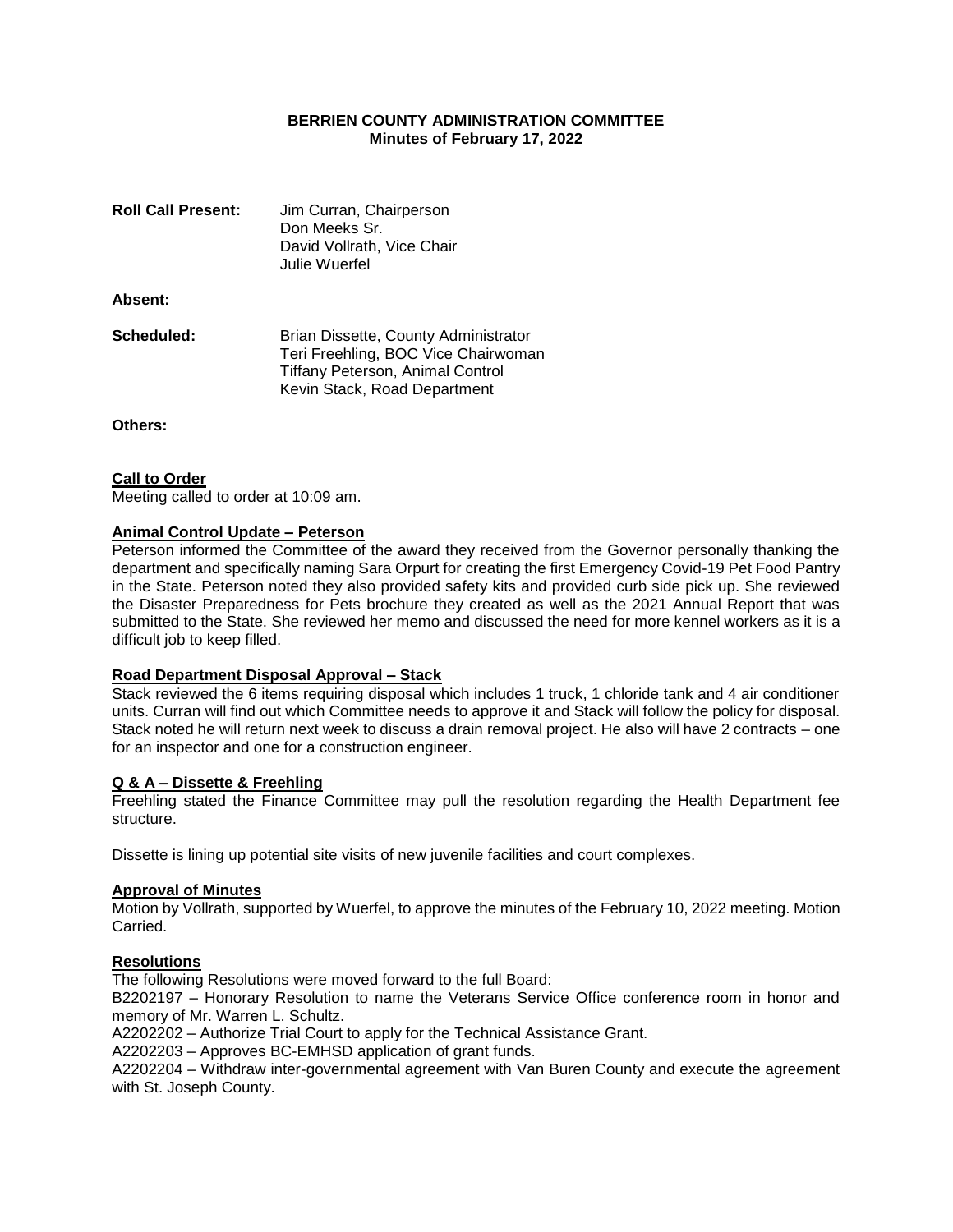**BERRIEN COUNTY ADMINISTRATION COMMITTEE**
**Minutes of February 17, 2022**

**Roll Call Present:** Jim Curran, Chairperson
Don Meeks Sr.
David Vollrath, Vice Chair
Julie Wuerfel

**Absent:**

**Scheduled:** Brian Dissette, County Administrator
Teri Freehling, BOC Vice Chairwoman
Tiffany Peterson, Animal Control
Kevin Stack, Road Department

**Others:**

**Call to Order**

Meeting called to order at 10:09 am.

**Animal Control Update – Peterson**

Peterson informed the Committee of the award they received from the Governor personally thanking the department and specifically naming Sara Orpurt for creating the first Emergency Covid-19 Pet Food Pantry in the State. Peterson noted they also provided safety kits and provided curb side pick up. She reviewed the Disaster Preparedness for Pets brochure they created as well as the 2021 Annual Report that was submitted to the State. She reviewed her memo and discussed the need for more kennel workers as it is a difficult job to keep filled.

**Road Department Disposal Approval – Stack**

Stack reviewed the 6 items requiring disposal which includes 1 truck, 1 chloride tank and 4 air conditioner units. Curran will find out which Committee needs to approve it and Stack will follow the policy for disposal. Stack noted he will return next week to discuss a drain removal project. He also will have 2 contracts – one for an inspector and one for a construction engineer.

**Q & A – Dissette & Freehling**

Freehling stated the Finance Committee may pull the resolution regarding the Health Department fee structure.

Dissette is lining up potential site visits of new juvenile facilities and court complexes.

**Approval of Minutes**

Motion by Vollrath, supported by Wuerfel, to approve the minutes of the February 10, 2022 meeting. Motion Carried.

**Resolutions**

The following Resolutions were moved forward to the full Board:

B2202197 – Honorary Resolution to name the Veterans Service Office conference room in honor and memory of Mr. Warren L. Schultz.

A2202202 – Authorize Trial Court to apply for the Technical Assistance Grant.

A2202203 – Approves BC-EMHSD application of grant funds.

A2202204 – Withdraw inter-governmental agreement with Van Buren County and execute the agreement with St. Joseph County.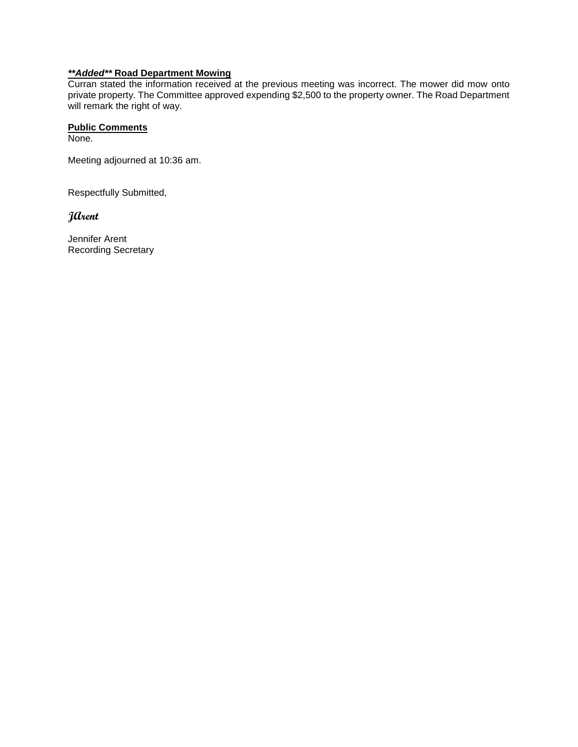***Added*** **Road Department Mowing**
Curran stated the information received at the previous meeting was incorrect. The mower did mow onto private property. The Committee approved expending $2,500 to the property owner. The Road Department will remark the right of way.

**Public Comments**
None.

Meeting adjourned at 10:36 am.

Respectfully Submitted,

*JArent*

Jennifer Arent
Recording Secretary